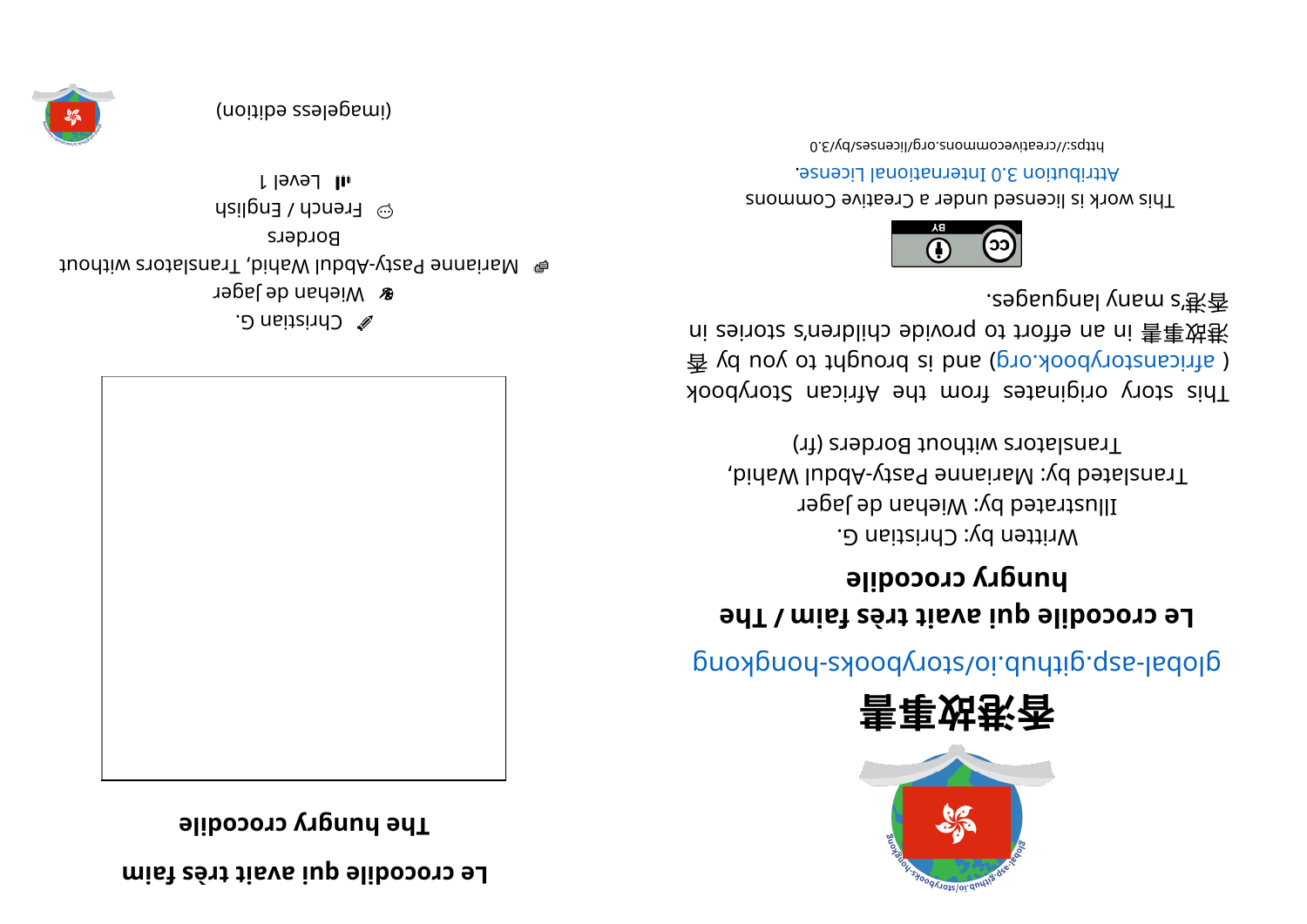# 香港故事書

global-asp.github.io/storybooks-hongkong

## Le crocodile qui avait très faim / The hungry crocodile

Written by: Christian G.
Illustrated by: Wiehan de Jager
Translated by: Marianne Pasty-Abdul Wahid, Translators without Borders (fr)

This story originates from the African Storybook ( africanstorybook.org) and is brought to you by 香港故事書 in an effort to provide children's stories in 香港's many languages.

This work is licensed under a Creative Commons Attribution 3.0 International License.

https://creativecommons.org/licenses/by/3.0

## Le crocodile qui avait très faim

### The hungry crocodile

✏ Christian G.
🎨 Wiehan de Jager
🗣 Marianne Pasty-Abdul Wahid, Translators without Borders
☺ French / English
📶 Level 1

(imageless edition)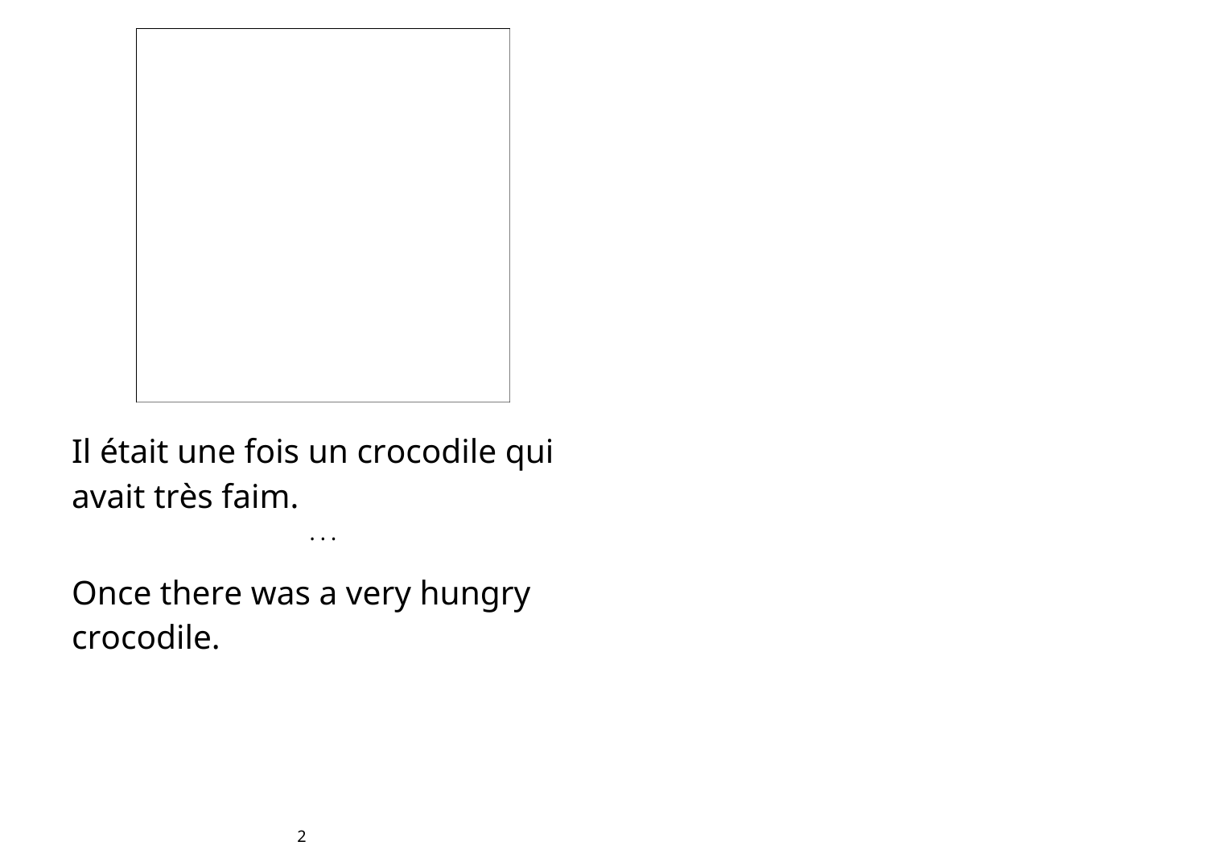Il était une fois un crocodile qui avait très faim.

. . .

Once there was a very hungry crocodile.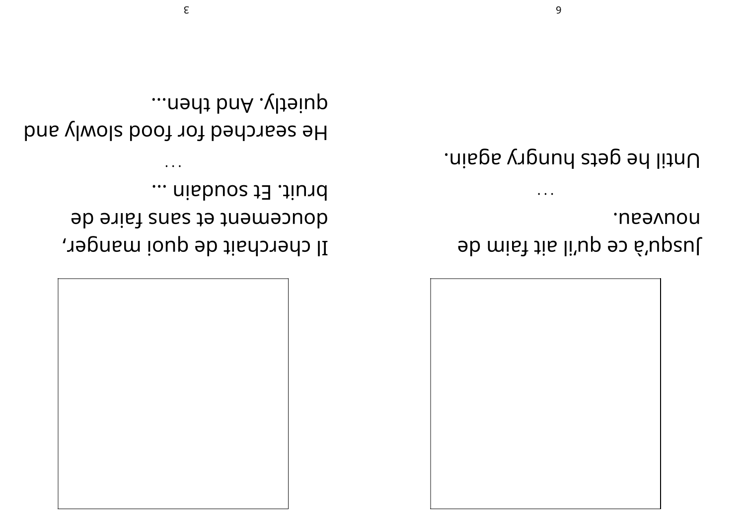Jusqu'à ce qu'il ait faim de nouveau.

...

Until he gets hungry again.

Il cherchait de quoi manger, doucement et sans faire de bruit. Et soudain ...

...

He searched for food slowly and quietly. And then...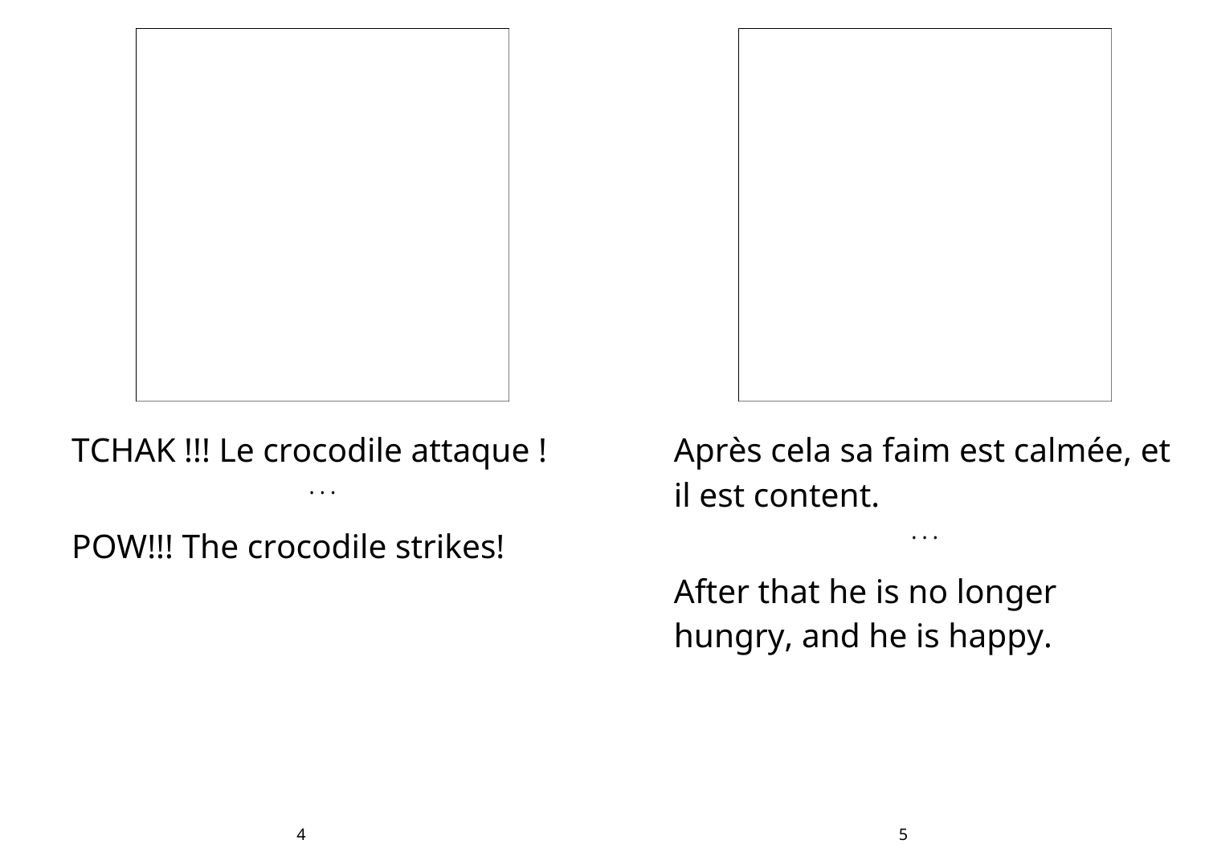TCHAK !!! Le crocodile attaque !

. . .

POW!!! The crocodile strikes!

Après cela sa faim est calmée, et il est content.

. . .

After that he is no longer hungry, and he is happy.